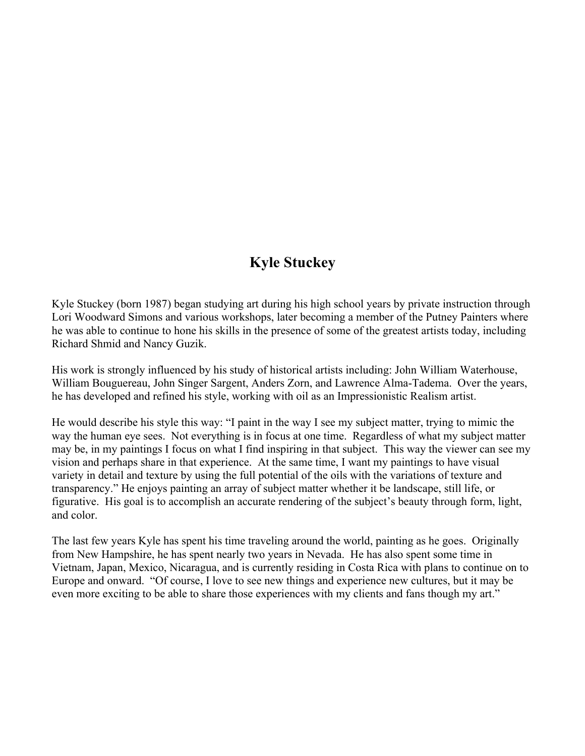# Kyle Stuckey

Kyle Stuckey (born 1987) began studying art during his high school years by private instruction through Lori Woodward Simons and various workshops, later becoming a member of the Putney Painters where he was able to continue to hone his skills in the presence of some of the greatest artists today, including Richard Shmid and Nancy Guzik.

His work is strongly influenced by his study of historical artists including: John William Waterhouse, William Bouguereau, John Singer Sargent, Anders Zorn, and Lawrence Alma-Tadema. Over the years, he has developed and refined his style, working with oil as an Impressionistic Realism artist.

He would describe his style this way: "I paint in the way I see my subject matter, trying to mimic the way the human eye sees. Not everything is in focus at one time. Regardless of what my subject matter may be, in my paintings I focus on what I find inspiring in that subject. This way the viewer can see my vision and perhaps share in that experience. At the same time, I want my paintings to have visual variety in detail and texture by using the full potential of the oils with the variations of texture and transparency." He enjoys painting an array of subject matter whether it be landscape, still life, or figurative. His goal is to accomplish an accurate rendering of the subject's beauty through form, light, and color.

The last few years Kyle has spent his time traveling around the world, painting as he goes. Originally from New Hampshire, he has spent nearly two years in Nevada. He has also spent some time in Vietnam, Japan, Mexico, Nicaragua, and is currently residing in Costa Rica with plans to continue on to Europe and onward. "Of course, I love to see new things and experience new cultures, but it may be even more exciting to be able to share those experiences with my clients and fans though my art."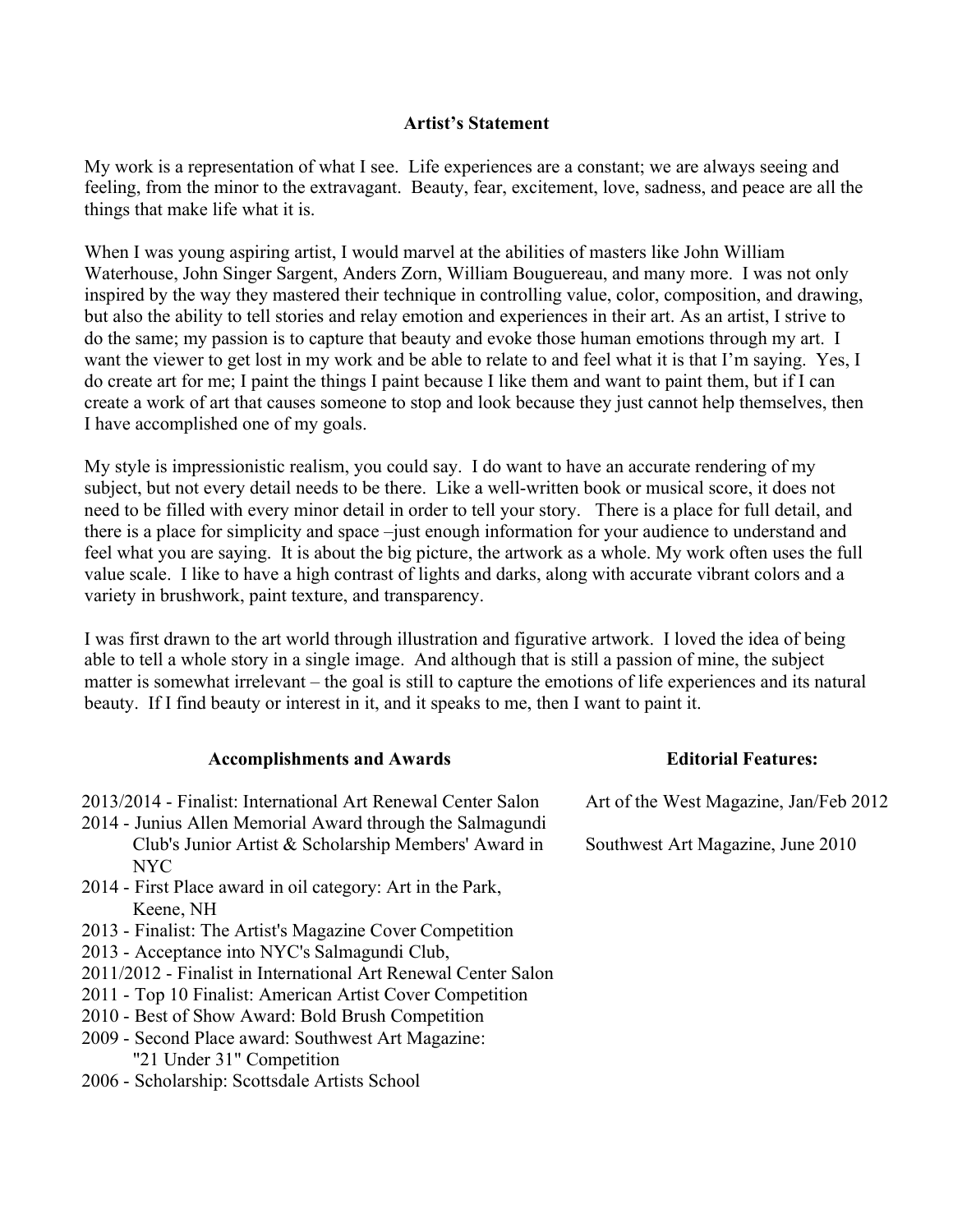## Artist's Statement

My work is a representation of what I see. Life experiences are a constant; we are always seeing and feeling, from the minor to the extravagant. Beauty, fear, excitement, love, sadness, and peace are all the things that make life what it is.

When I was young aspiring artist, I would marvel at the abilities of masters like John William Waterhouse, John Singer Sargent, Anders Zorn, William Bouguereau, and many more. I was not only inspired by the way they mastered their technique in controlling value, color, composition, and drawing, but also the ability to tell stories and relay emotion and experiences in their art. As an artist, I strive to do the same; my passion is to capture that beauty and evoke those human emotions through my art. I want the viewer to get lost in my work and be able to relate to and feel what it is that I'm saying. Yes, I do create art for me; I paint the things I paint because I like them and want to paint them, but if I can create a work of art that causes someone to stop and look because they just cannot help themselves, then I have accomplished one of my goals.

My style is impressionistic realism, you could say. I do want to have an accurate rendering of my subject, but not every detail needs to be there. Like a well-written book or musical score, it does not need to be filled with every minor detail in order to tell your story. There is a place for full detail, and there is a place for simplicity and space –just enough information for your audience to understand and feel what you are saying. It is about the big picture, the artwork as a whole. My work often uses the full value scale. I like to have a high contrast of lights and darks, along with accurate vibrant colors and a variety in brushwork, paint texture, and transparency.

I was first drawn to the art world through illustration and figurative artwork. I loved the idea of being able to tell a whole story in a single image. And although that is still a passion of mine, the subject matter is somewhat irrelevant – the goal is still to capture the emotions of life experiences and its natural beauty. If I find beauty or interest in it, and it speaks to me, then I want to paint it.

### Accomplishments and Awards

- 2013/2014 - Finalist: International Art Renewal Center Salon
- 2014 - Junius Allen Memorial Award through the Salmagundi Club's Junior Artist & Scholarship Members' Award in NYC
- 2014 - First Place award in oil category: Art in the Park, Keene, NH
- 2013 - Finalist: The Artist's Magazine Cover Competition
- 2013 - Acceptance into NYC's Salmagundi Club,
- 2011/2012 - Finalist in International Art Renewal Center Salon
- 2011 - Top 10 Finalist: American Artist Cover Competition
- 2010 - Best of Show Award: Bold Brush Competition
- 2009 - Second Place award: Southwest Art Magazine: "21 Under 31" Competition
- 2006 - Scholarship: Scottsdale Artists School

### Editorial Features:

Art of the West Magazine, Jan/Feb 2012

Southwest Art Magazine, June 2010